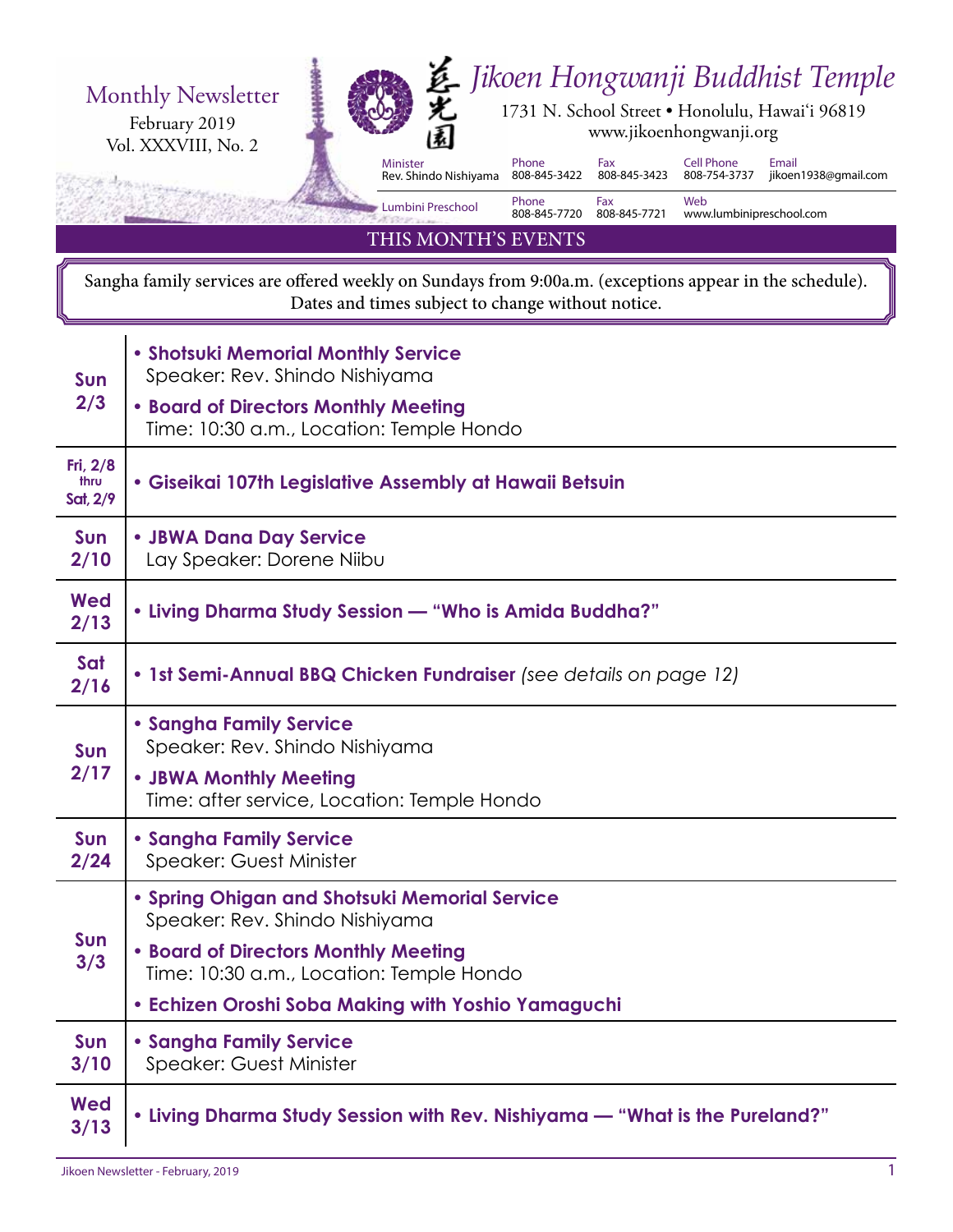Monthly Newsletter
February 2019
Vol. XXXVIII, No. 2

# 慈光園 Jikoen Hongwanji Buddhist Temple

1731 N. School Street • Honolulu, Hawai'i 96819
www.jikoenhongwanji.org

| Minister | Phone | Fax | Cell Phone | Email |
|---|---|---|---|---|
| Rev. Shindo Nishiyama | 808-845-3422 | 808-845-3423 | 808-754-3737 | jikoen1938@gmail.com |

| Lumbini Preschool | Phone | Fax | Web |
|---|---|---|---|
| | 808-845-7720 | 808-845-7721 | www.lumbinipreschool.com |

## THIS MONTH'S EVENTS

Sangha family services are offered weekly on Sundays from 9:00a.m. (exceptions appear in the schedule). Dates and times subject to change without notice.

| Date | Event |
|---|---|
| Sun 2/3 | • **Shotsuki Memorial Monthly Service** Speaker: Rev. Shindo Nishiyama<br>• **Board of Directors Monthly Meeting** Time: 10:30 a.m., Location: Temple Hondo |
| Fri, 2/8 thru Sat, 2/9 | • **Giseikai 107th Legislative Assembly at Hawaii Betsuin** |
| Sun 2/10 | • **JBWA Dana Day Service** Lay Speaker: Dorene Niibu |
| Wed 2/13 | • **Living Dharma Study Session — "Who is Amida Buddha?"** |
| Sat 2/16 | • **1st Semi-Annual BBQ Chicken Fundraiser** *(see details on page 12)* |
| Sun 2/17 | • **Sangha Family Service** Speaker: Rev. Shindo Nishiyama<br>• **JBWA Monthly Meeting** Time: after service, Location: Temple Hondo |
| Sun 2/24 | • **Sangha Family Service** Speaker: Guest Minister |
| Sun 3/3 | • **Spring Ohigan and Shotsuki Memorial Service** Speaker: Rev. Shindo Nishiyama<br>• **Board of Directors Monthly Meeting** Time: 10:30 a.m., Location: Temple Hondo<br>• **Echizen Oroshi Soba Making with Yoshio Yamaguchi** |
| Sun 3/10 | • **Sangha Family Service** Speaker: Guest Minister |
| Wed 3/13 | • **Living Dharma Study Session with Rev. Nishiyama — "What is the Pureland?"** |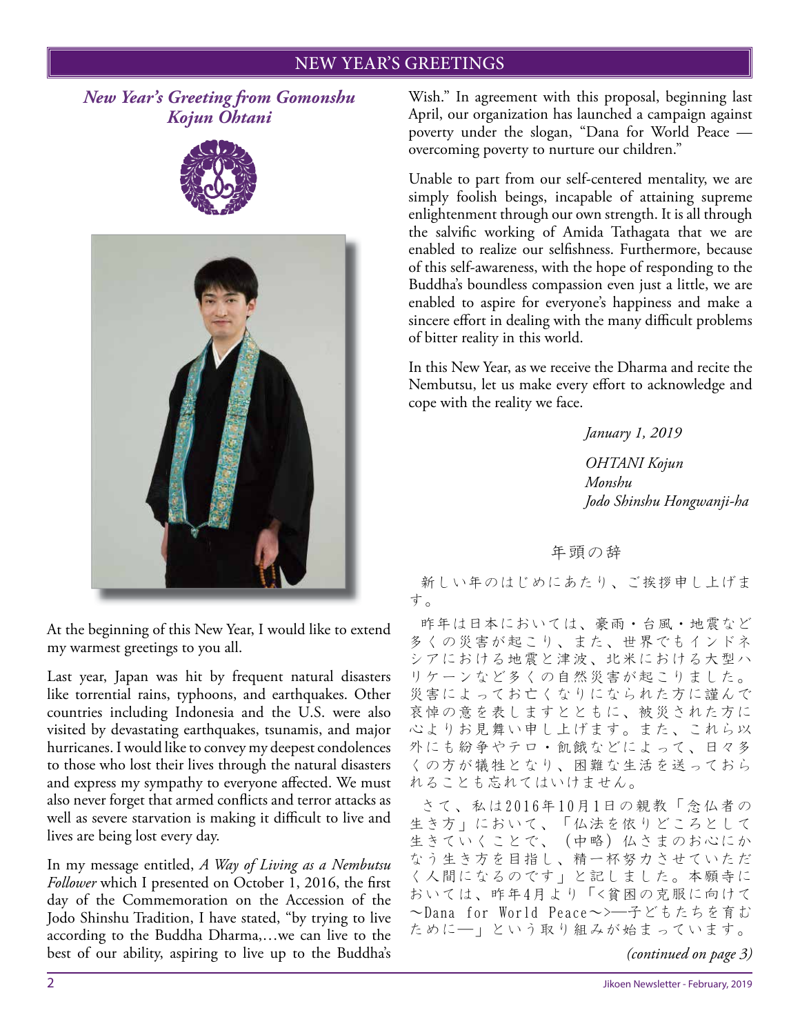# NEW YEAR'S GREETINGS

## *New Year's Greeting from Gomonshu Kojun Ohtani*

At the beginning of this New Year, I would like to extend my warmest greetings to you all.

Last year, Japan was hit by frequent natural disasters like torrential rains, typhoons, and earthquakes. Other countries including Indonesia and the U.S. were also visited by devastating earthquakes, tsunamis, and major hurricanes. I would like to convey my deepest condolences to those who lost their lives through the natural disasters and express my sympathy to everyone affected. We must also never forget that armed conflicts and terror attacks as well as severe starvation is making it difficult to live and lives are being lost every day.

In my message entitled, *A Way of Living as a Nembutsu Follower* which I presented on October 1, 2016, the first day of the Commemoration on the Accession of the Jodo Shinshu Tradition, I have stated, "by trying to live according to the Buddha Dharma,…we can live to the best of our ability, aspiring to live up to the Buddha's Wish." In agreement with this proposal, beginning last April, our organization has launched a campaign against poverty under the slogan, "Dana for World Peace — overcoming poverty to nurture our children."

Unable to part from our self-centered mentality, we are simply foolish beings, incapable of attaining supreme enlightenment through our own strength. It is all through the salvific working of Amida Tathagata that we are enabled to realize our selfishness. Furthermore, because of this self-awareness, with the hope of responding to the Buddha's boundless compassion even just a little, we are enabled to aspire for everyone's happiness and make a sincere effort in dealing with the many difficult problems of bitter reality in this world.

In this New Year, as we receive the Dharma and recite the Nembutsu, let us make every effort to acknowledge and cope with the reality we face.

*January 1, 2019*

*OHTANI Kojun*
*Monshu*
*Jodo Shinshu Hongwanji-ha*

## 年頭の辞

新しい年のはじめにあたり、ご挨拶申し上げます。

昨年は日本においては、豪雨・台風・地震など多くの災害が起こり、また、世界でもインドネシアにおける地震と津波、北米における大型ハリケーンなど多くの自然災害が起こりました。災害によってお亡くなりになられた方に謹んで哀悼の意を表しますとともに、被災された方に心よりお見舞い申し上げます。また、これら以外にも紛争やテロ・飢餓などによって、日々多くの方が犠牲となり、困難な生活を送っておられることも忘れてはいけません。

さて、私は2016年10月1日の親教「念仏者の生き方」において、「仏法を依りどころとして生きていくことで、（中略）仏さまのお心にかなう生き方を目指し、精一杯努力させていただく人間になるのです」と記しました。本願寺においては、昨年4月より「<貧困の克服に向けて〜Dana for World Peace〜>―子どもたちを育むために―」という取り組みが始まっています。

*(continued on page 3)*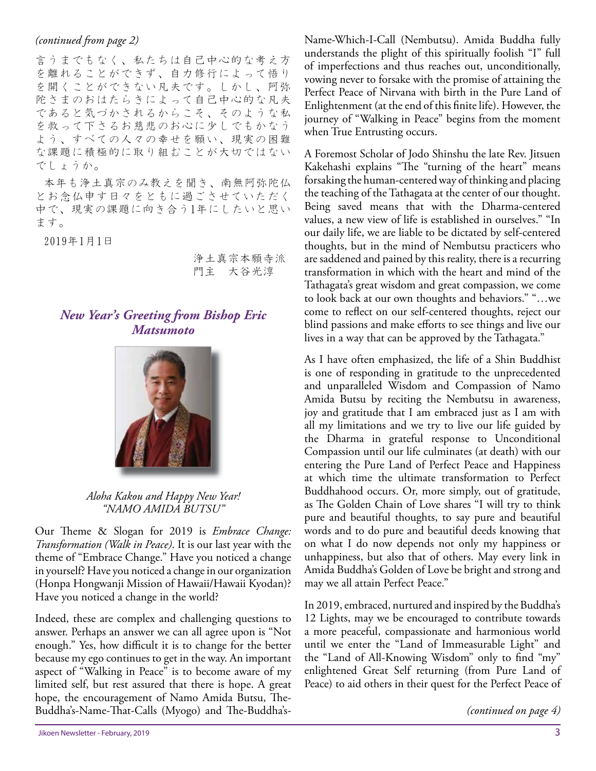*(continued from page 2)*

言うまでもなく、私たちは自己中心的な考え方を離れることができず、自力修行によって悟りを開くことができない凡夫です。しかし、阿弥陀さまのおはたらきによって自己中心的な凡夫であると気づかされるからこそ、そのような私を救って下さるお慈悲のお心に少しでもかなうよう、すべての人々の幸せを願い、現実の困難な課題に積極的に取り組むことが大切ではないでしょうか。

本年も浄土真宗のみ教えを聞き、南無阿弥陀仏とお念仏申す日々をともに過ごさせていただく中で、現実の課題に向き合う1年にしたいと思います。

2019年1月1日

浄土真宗本願寺派
門主　大谷光淳

## *New Year's Greeting from Bishop Eric Matsumoto*

*Aloha Kakou and Happy New Year!*
*"NAMO AMIDA BUTSU"*

Our Theme & Slogan for 2019 is *Embrace Change: Transformation (Walk in Peace)*. It is our last year with the theme of "Embrace Change." Have you noticed a change in yourself? Have you noticed a change in our organization (Honpa Hongwanji Mission of Hawaii/Hawaii Kyodan)? Have you noticed a change in the world?

Indeed, these are complex and challenging questions to answer. Perhaps an answer we can all agree upon is "Not enough." Yes, how difficult it is to change for the better because my ego continues to get in the way. An important aspect of "Walking in Peace" is to become aware of my limited self, but rest assured that there is hope. A great hope, the encouragement of Namo Amida Butsu, The-Buddha's-Name-That-Calls (Myogo) and The-Buddha's-Name-Which-I-Call (Nembutsu). Amida Buddha fully understands the plight of this spiritually foolish "I" full of imperfections and thus reaches out, unconditionally, vowing never to forsake with the promise of attaining the Perfect Peace of Nirvana with birth in the Pure Land of Enlightenment (at the end of this finite life). However, the journey of "Walking in Peace" begins from the moment when True Entrusting occurs.

A Foremost Scholar of Jodo Shinshu the late Rev. Jitsuen Kakehashi explains "The "turning of the heart" means forsaking the human-centered way of thinking and placing the teaching of the Tathagata at the center of our thought. Being saved means that with the Dharma-centered values, a new view of life is established in ourselves." "In our daily life, we are liable to be dictated by self-centered thoughts, but in the mind of Nembutsu practicers who are saddened and pained by this reality, there is a recurring transformation in which with the heart and mind of the Tathagata's great wisdom and great compassion, we come to look back at our own thoughts and behaviors." "…we come to reflect on our self-centered thoughts, reject our blind passions and make efforts to see things and live our lives in a way that can be approved by the Tathagata."

As I have often emphasized, the life of a Shin Buddhist is one of responding in gratitude to the unprecedented and unparalleled Wisdom and Compassion of Namo Amida Butsu by reciting the Nembutsu in awareness, joy and gratitude that I am embraced just as I am with all my limitations and we try to live our life guided by the Dharma in grateful response to Unconditional Compassion until our life culminates (at death) with our entering the Pure Land of Perfect Peace and Happiness at which time the ultimate transformation to Perfect Buddhahood occurs. Or, more simply, out of gratitude, as The Golden Chain of Love shares "I will try to think pure and beautiful thoughts, to say pure and beautiful words and to do pure and beautiful deeds knowing that on what I do now depends not only my happiness or unhappiness, but also that of others. May every link in Amida Buddha's Golden of Love be bright and strong and may we all attain Perfect Peace."

In 2019, embraced, nurtured and inspired by the Buddha's 12 Lights, may we be encouraged to contribute towards a more peaceful, compassionate and harmonious world until we enter the "Land of Immeasurable Light" and the "Land of All-Knowing Wisdom" only to find "my" enlightened Great Self returning (from Pure Land of Peace) to aid others in their quest for the Perfect Peace of

*(continued on page 4)*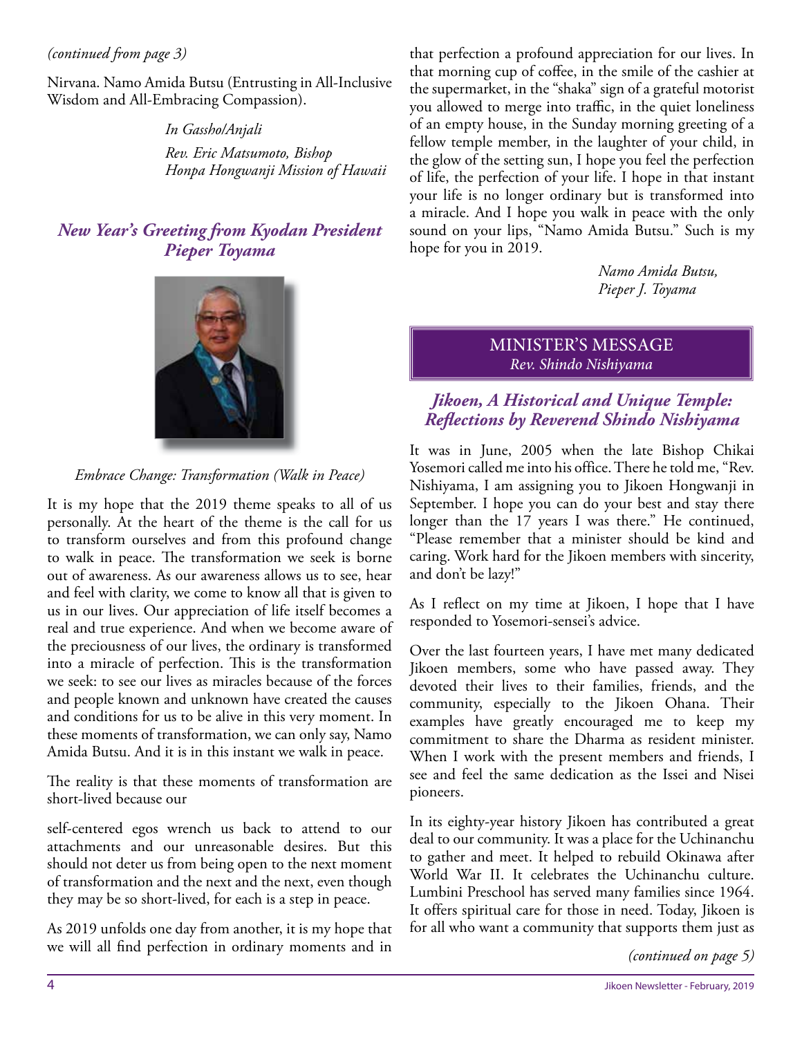*(continued from page 3)*

Nirvana. Namo Amida Butsu (Entrusting in All-Inclusive Wisdom and All-Embracing Compassion).

*In Gassho/Anjali*

*Rev. Eric Matsumoto, Bishop*
*Honpa Hongwanji Mission of Hawaii*

## *New Year's Greeting from Kyodan President Pieper Toyama*

*Embrace Change: Transformation (Walk in Peace)*

It is my hope that the 2019 theme speaks to all of us personally. At the heart of the theme is the call for us to transform ourselves and from this profound change to walk in peace. The transformation we seek is borne out of awareness. As our awareness allows us to see, hear and feel with clarity, we come to know all that is given to us in our lives. Our appreciation of life itself becomes a real and true experience. And when we become aware of the preciousness of our lives, the ordinary is transformed into a miracle of perfection. This is the transformation we seek: to see our lives as miracles because of the forces and people known and unknown have created the causes and conditions for us to be alive in this very moment. In these moments of transformation, we can only say, Namo Amida Butsu. And it is in this instant we walk in peace.

The reality is that these moments of transformation are short-lived because our self-centered egos wrench us back to attend to our attachments and our unreasonable desires. But this should not deter us from being open to the next moment of transformation and the next and the next, even though they may be so short-lived, for each is a step in peace.

As 2019 unfolds one day from another, it is my hope that we will all find perfection in ordinary moments and in that perfection a profound appreciation for our lives. In that morning cup of coffee, in the smile of the cashier at the supermarket, in the "shaka" sign of a grateful motorist you allowed to merge into traffic, in the quiet loneliness of an empty house, in the Sunday morning greeting of a fellow temple member, in the laughter of your child, in the glow of the setting sun, I hope you feel the perfection of life, the perfection of your life. I hope in that instant your life is no longer ordinary but is transformed into a miracle. And I hope you walk in peace with the only sound on your lips, "Namo Amida Butsu." Such is my hope for you in 2019.

*Namo Amida Butsu,*
*Pieper J. Toyama*

## MINISTER'S MESSAGE
*Rev. Shindo Nishiyama*

### *Jikoen, A Historical and Unique Temple: Reflections by Reverend Shindo Nishiyama*

It was in June, 2005 when the late Bishop Chikai Yosemori called me into his office. There he told me, "Rev. Nishiyama, I am assigning you to Jikoen Hongwanji in September. I hope you can do your best and stay there longer than the 17 years I was there." He continued, "Please remember that a minister should be kind and caring. Work hard for the Jikoen members with sincerity, and don't be lazy!"

As I reflect on my time at Jikoen, I hope that I have responded to Yosemori-sensei's advice.

Over the last fourteen years, I have met many dedicated Jikoen members, some who have passed away. They devoted their lives to their families, friends, and the community, especially to the Jikoen Ohana. Their examples have greatly encouraged me to keep my commitment to share the Dharma as resident minister. When I work with the present members and friends, I see and feel the same dedication as the Issei and Nisei pioneers.

In its eighty-year history Jikoen has contributed a great deal to our community. It was a place for the Uchinanchu to gather and meet. It helped to rebuild Okinawa after World War II. It celebrates the Uchinanchu culture. Lumbini Preschool has served many families since 1964. It offers spiritual care for those in need. Today, Jikoen is for all who want a community that supports them just as

*(continued on page 5)*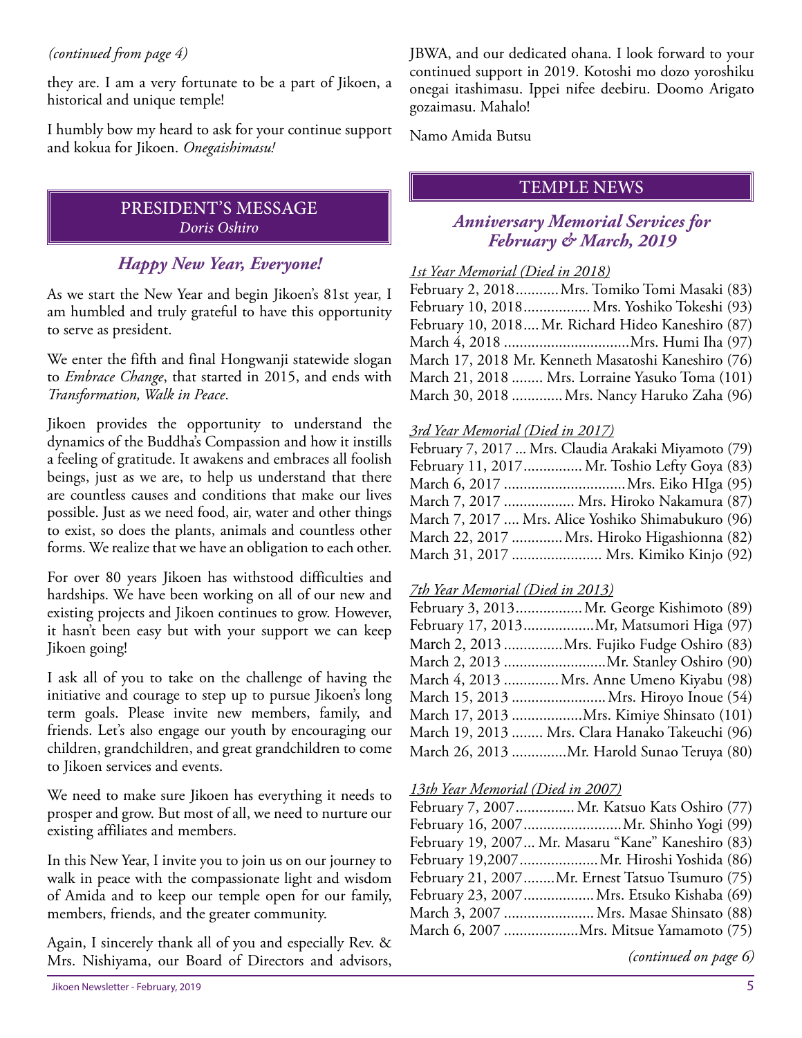*(continued from page 4)*

they are. I am a very fortunate to be a part of Jikoen, a historical and unique temple!

I humbly bow my heard to ask for your continue support and kokua for Jikoen. *Onegaishimasu!*

## PRESIDENT'S MESSAGE

*Doris Oshiro*

### *Happy New Year, Everyone!*

As we start the New Year and begin Jikoen's 81st year, I am humbled and truly grateful to have this opportunity to serve as president.

We enter the fifth and final Hongwanji statewide slogan to *Embrace Change*, that started in 2015, and ends with *Transformation, Walk in Peace*.

Jikoen provides the opportunity to understand the dynamics of the Buddha's Compassion and how it instills a feeling of gratitude. It awakens and embraces all foolish beings, just as we are, to help us understand that there are countless causes and conditions that make our lives possible. Just as we need food, air, water and other things to exist, so does the plants, animals and countless other forms. We realize that we have an obligation to each other.

For over 80 years Jikoen has withstood difficulties and hardships. We have been working on all of our new and existing projects and Jikoen continues to grow. However, it hasn't been easy but with your support we can keep Jikoen going!

I ask all of you to take on the challenge of having the initiative and courage to step up to pursue Jikoen's long term goals. Please invite new members, family, and friends. Let's also engage our youth by encouraging our children, grandchildren, and great grandchildren to come to Jikoen services and events.

We need to make sure Jikoen has everything it needs to prosper and grow. But most of all, we need to nurture our existing affiliates and members.

In this New Year, I invite you to join us on our journey to walk in peace with the compassionate light and wisdom of Amida and to keep our temple open for our family, members, friends, and the greater community.

Again, I sincerely thank all of you and especially Rev. & Mrs. Nishiyama, our Board of Directors and advisors, JBWA, and our dedicated ohana. I look forward to your continued support in 2019. Kotoshi mo dozo yoroshiku onegai itashimasu. Ippei nifee deebiru. Doomo Arigato gozaimasu. Mahalo!

Namo Amida Butsu

## TEMPLE NEWS

### *Anniversary Memorial Services for February & March, 2019*

*1st Year Memorial (Died in 2018)*

February 2, 2018........... Mrs. Tomiko Tomi Masaki (83)
February 10, 2018................. Mrs. Yoshiko Tokeshi (93)
February 10, 2018.... Mr. Richard Hideo Kaneshiro (87)
March 4, 2018 ................................Mrs. Humi Iha (97)
March 17, 2018 Mr. Kenneth Masatoshi Kaneshiro (76)
March 21, 2018 ........ Mrs. Lorraine Yasuko Toma (101)
March 30, 2018 ............. Mrs. Nancy Haruko Zaha (96)

*3rd Year Memorial (Died in 2017)*

February 7, 2017 ... Mrs. Claudia Arakaki Miyamoto (79)
February 11, 2017............... Mr. Toshio Lefty Goya (83)
March 6, 2017 ...............................Mrs. Eiko HIga (95)
March 7, 2017 .................. Mrs. Hiroko Nakamura (87)
March 7, 2017 .... Mrs. Alice Yoshiko Shimabukuro (96)
March 22, 2017 ............. Mrs. Hiroko Higashionna (82)
March 31, 2017 ....................... Mrs. Kimiko Kinjo (92)

*7th Year Memorial (Died in 2013)*

February 3, 2013................. Mr. George Kishimoto (89)
February 17, 2013.................Mr, Matsumori Higa (97)
March 2, 2013 ...............Mrs. Fujiko Fudge Oshiro (83)
March 2, 2013 ..........................Mr. Stanley Oshiro (90)
March 4, 2013 .............. Mrs. Anne Umeno Kiyabu (98)
March 15, 2013 ........................ Mrs. Hiroyo Inoue (54)
March 17, 2013 ..................Mrs. Kimiye Shinsato (101)
March 19, 2013 ........ Mrs. Clara Hanako Takeuchi (96)
March 26, 2013 ..............Mr. Harold Sunao Teruya (80)

*13th Year Memorial (Died in 2007)*

February 7, 2007............... Mr. Katsuo Kats Oshiro (77)
February 16, 2007.........................Mr. Shinho Yogi (99)
February 19, 2007... Mr. Masaru "Kane" Kaneshiro (83)
February 19,2007.................... Mr. Hiroshi Yoshida (86)
February 21, 2007........Mr. Ernest Tatsuo Tsumuro (75)
February 23, 2007.................. Mrs. Etsuko Kishaba (69)
March 3, 2007 ....................... Mrs. Masae Shinsato (88)
March 6, 2007 ...................Mrs. Mitsue Yamamoto (75)

*(continued on page 6)*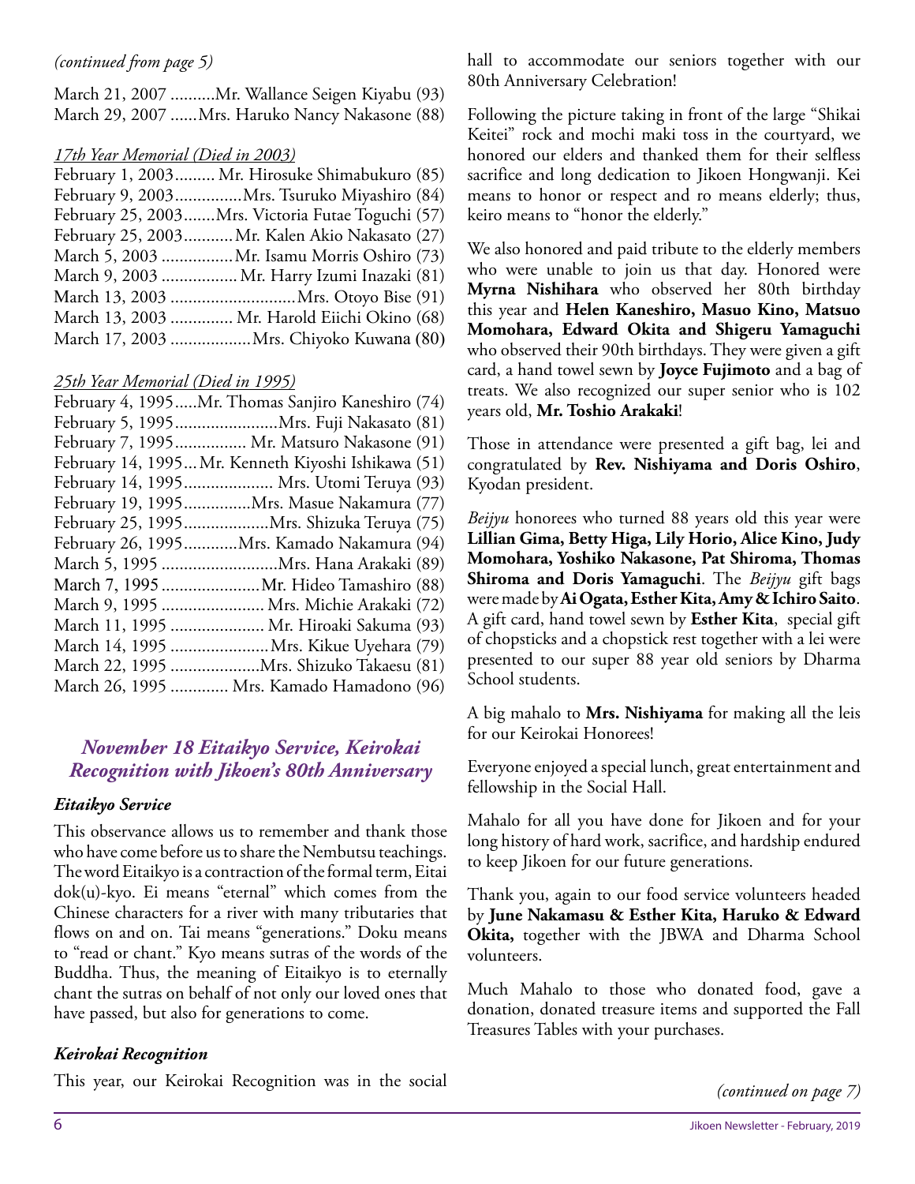*(continued from page 5)*

March 21, 2007 ..........Mr. Wallance Seigen Kiyabu (93)
March 29, 2007 ......Mrs. Haruko Nancy Nakasone (88)

*17th Year Memorial (Died in 2003)*

February 1, 2003......... Mr. Hirosuke Shimabukuro (85)
February 9, 2003...............Mrs. Tsuruko Miyashiro (84)
February 25, 2003.......Mrs. Victoria Futae Toguchi (57)
February 25, 2003...........Mr. Kalen Akio Nakasato (27)
March 5, 2003 ................Mr. Isamu Morris Oshiro (73)
March 9, 2003 ................. Mr. Harry Izumi Inazaki (81)
March 13, 2003 ............................Mrs. Otoyo Bise (91)
March 13, 2003 .............. Mr. Harold Eiichi Okino (68)
March 17, 2003 ..................Mrs. Chiyoko Kuwana (80)

*25th Year Memorial (Died in 1995)*

February 4, 1995.....Mr. Thomas Sanjiro Kaneshiro (74)
February 5, 1995.......................Mrs. Fuji Nakasato (81)
February 7, 1995................ Mr. Matsuro Nakasone (91)
February 14, 1995... Mr. Kenneth Kiyoshi Ishikawa (51)
February 14, 1995.................... Mrs. Utomi Teruya (93)
February 19, 1995...............Mrs. Masue Nakamura (77)
February 25, 1995...................Mrs. Shizuka Teruya (75)
February 26, 1995............Mrs. Kamado Nakamura (94)
March 5, 1995 ..........................Mrs. Hana Arakaki (89)
March 7, 1995 ......................Mr. Hideo Tamashiro (88)
March 9, 1995 ....................... Mrs. Michie Arakaki (72)
March 11, 1995 ..................... Mr. Hiroaki Sakuma (93)
March 14, 1995 ......................Mrs. Kikue Uyehara (79)
March 22, 1995 ....................Mrs. Shizuko Takaesu (81)
March 26, 1995 ............. Mrs. Kamado Hamadono (96)

## *November 18 Eitaikyo Service, Keirokai Recognition with Jikoen's 80th Anniversary*

### *Eitaikyo Service*

This observance allows us to remember and thank those who have come before us to share the Nembutsu teachings. The word Eitaikyo is a contraction of the formal term, Eitai dok(u)-kyo. Ei means "eternal" which comes from the Chinese characters for a river with many tributaries that flows on and on. Tai means "generations." Doku means to "read or chant." Kyo means sutras of the words of the Buddha. Thus, the meaning of Eitaikyo is to eternally chant the sutras on behalf of not only our loved ones that have passed, but also for generations to come.

### *Keirokai Recognition*

This year, our Keirokai Recognition was in the social hall to accommodate our seniors together with our 80th Anniversary Celebration!

Following the picture taking in front of the large "Shikai Keitei" rock and mochi maki toss in the courtyard, we honored our elders and thanked them for their selfless sacrifice and long dedication to Jikoen Hongwanji. Kei means to honor or respect and ro means elderly; thus, keiro means to "honor the elderly."

We also honored and paid tribute to the elderly members who were unable to join us that day. Honored were **Myrna Nishihara** who observed her 80th birthday this year and **Helen Kaneshiro, Masuo Kino, Matsuo Momohara, Edward Okita and Shigeru Yamaguchi** who observed their 90th birthdays. They were given a gift card, a hand towel sewn by **Joyce Fujimoto** and a bag of treats. We also recognized our super senior who is 102 years old, **Mr. Toshio Arakaki**!

Those in attendance were presented a gift bag, lei and congratulated by **Rev. Nishiyama and Doris Oshiro**, Kyodan president.

*Beijyu* honorees who turned 88 years old this year were **Lillian Gima, Betty Higa, Lily Horio, Alice Kino, Judy Momohara, Yoshiko Nakasone, Pat Shiroma, Thomas Shiroma and Doris Yamaguchi**. The *Beijyu* gift bags were made by **Ai Ogata, Esther Kita, Amy & Ichiro Saito**. A gift card, hand towel sewn by **Esther Kita**, special gift of chopsticks and a chopstick rest together with a lei were presented to our super 88 year old seniors by Dharma School students.

A big mahalo to **Mrs. Nishiyama** for making all the leis for our Keirokai Honorees!

Everyone enjoyed a special lunch, great entertainment and fellowship in the Social Hall.

Mahalo for all you have done for Jikoen and for your long history of hard work, sacrifice, and hardship endured to keep Jikoen for our future generations.

Thank you, again to our food service volunteers headed by **June Nakamasu & Esther Kita, Haruko & Edward Okita,** together with the JBWA and Dharma School volunteers.

Much Mahalo to those who donated food, gave a donation, donated treasure items and supported the Fall Treasures Tables with your purchases.

*(continued on page 7)*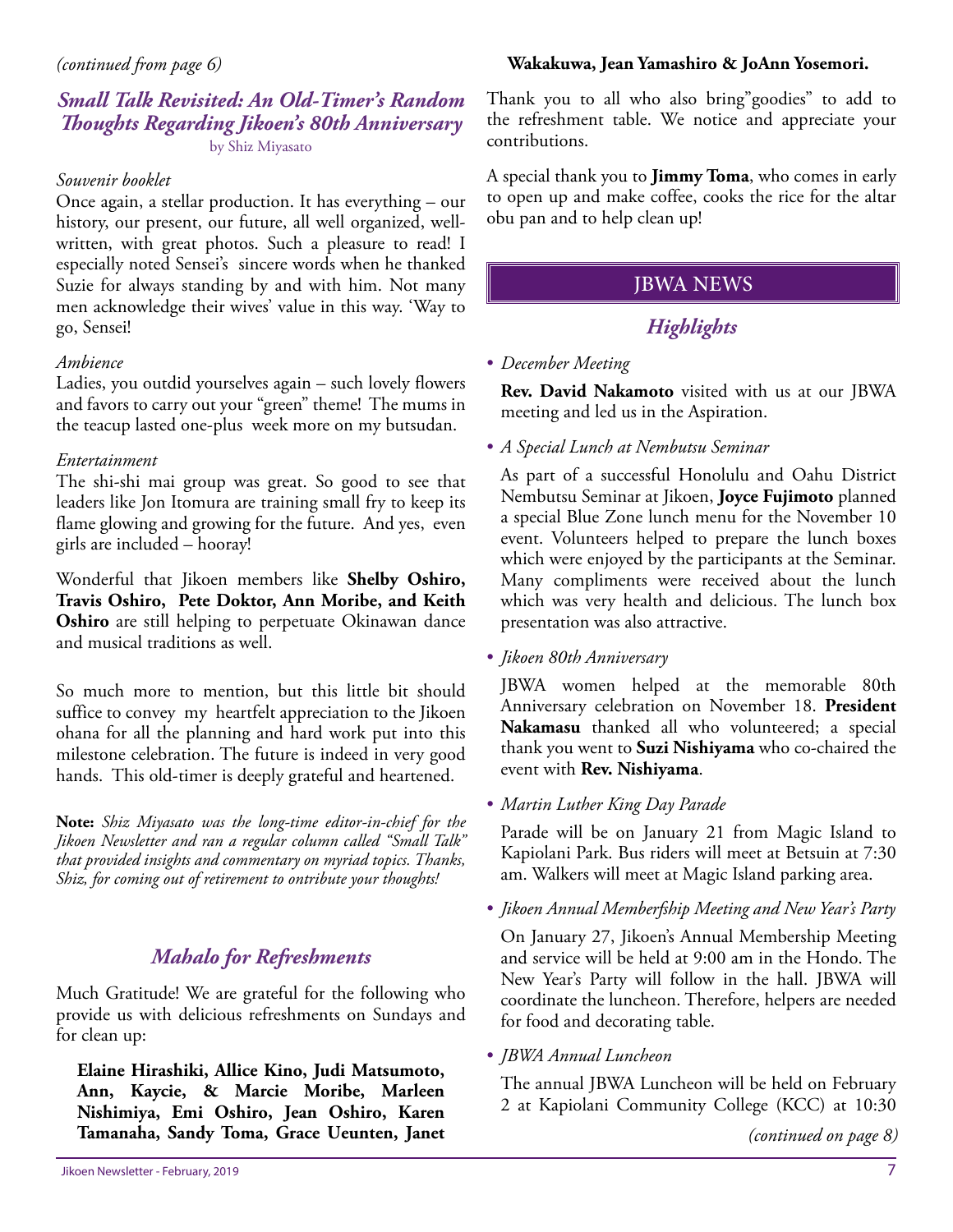*(continued from page 6)*

## *Small Talk Revisited: An Old-Timer's Random Thoughts Regarding Jikoen's 80th Anniversary*

by Shiz Miyasato

*Souvenir booklet*

Once again, a stellar production. It has everything – our history, our present, our future, all well organized, well-written, with great photos. Such a pleasure to read! I especially noted Sensei's sincere words when he thanked Suzie for always standing by and with him. Not many men acknowledge their wives' value in this way. 'Way to go, Sensei!

*Ambience*

Ladies, you outdid yourselves again – such lovely flowers and favors to carry out your "green" theme! The mums in the teacup lasted one-plus week more on my butsudan.

*Entertainment*

The shi-shi mai group was great. So good to see that leaders like Jon Itomura are training small fry to keep its flame glowing and growing for the future. And yes, even girls are included – hooray!

Wonderful that Jikoen members like **Shelby Oshiro, Travis Oshiro, Pete Doktor, Ann Moribe, and Keith Oshiro** are still helping to perpetuate Okinawan dance and musical traditions as well.

So much more to mention, but this little bit should suffice to convey my heartfelt appreciation to the Jikoen ohana for all the planning and hard work put into this milestone celebration. The future is indeed in very good hands. This old-timer is deeply grateful and heartened.

**Note:** *Shiz Miyasato was the long-time editor-in-chief for the Jikoen Newsletter and ran a regular column called "Small Talk" that provided insights and commentary on myriad topics. Thanks, Shiz, for coming out of retirement to ontribute your thoughts!*

## *Mahalo for Refreshments*

Much Gratitude! We are grateful for the following who provide us with delicious refreshments on Sundays and for clean up:

**Elaine Hirashiki, Allice Kino, Judi Matsumoto, Ann, Kaycie, & Marcie Moribe, Marleen Nishimiya, Emi Oshiro, Jean Oshiro, Karen Tamanaha, Sandy Toma, Grace Ueunten, Janet Wakakuwa, Jean Yamashiro & JoAnn Yosemori.**

Thank you to all who also bring"goodies" to add to the refreshment table. We notice and appreciate your contributions.

A special thank you to **Jimmy Toma**, who comes in early to open up and make coffee, cooks the rice for the altar obu pan and to help clean up!

## JBWA NEWS

### *Highlights*

- *December Meeting*

  **Rev. David Nakamoto** visited with us at our JBWA meeting and led us in the Aspiration.

- *A Special Lunch at Nembutsu Seminar*

  As part of a successful Honolulu and Oahu District Nembutsu Seminar at Jikoen, **Joyce Fujimoto** planned a special Blue Zone lunch menu for the November 10 event. Volunteers helped to prepare the lunch boxes which were enjoyed by the participants at the Seminar. Many compliments were received about the lunch which was very health and delicious. The lunch box presentation was also attractive.

- *Jikoen 80th Anniversary*

  JBWA women helped at the memorable 80th Anniversary celebration on November 18. **President Nakamasu** thanked all who volunteered; a special thank you went to **Suzi Nishiyama** who co-chaired the event with **Rev. Nishiyama**.

- *Martin Luther King Day Parade*

  Parade will be on January 21 from Magic Island to Kapiolani Park. Bus riders will meet at Betsuin at 7:30 am. Walkers will meet at Magic Island parking area.

- *Jikoen Annual Memberfship Meeting and New Year's Party*

  On January 27, Jikoen's Annual Membership Meeting and service will be held at 9:00 am in the Hondo. The New Year's Party will follow in the hall. JBWA will coordinate the luncheon. Therefore, helpers are needed for food and decorating table.

- *JBWA Annual Luncheon*

  The annual JBWA Luncheon will be held on February 2 at Kapiolani Community College (KCC) at 10:30

*(continued on page 8)*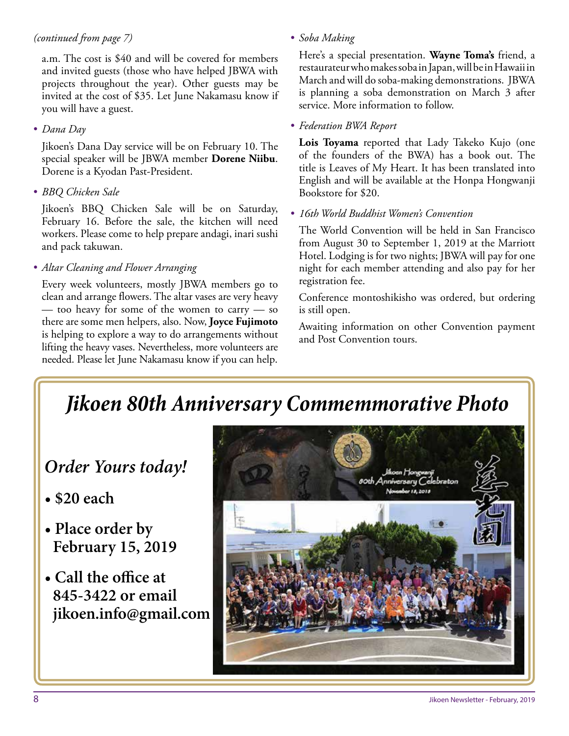*(continued from page 7)*

a.m. The cost is $40 and will be covered for members and invited guests (those who have helped JBWA with projects throughout the year). Other guests may be invited at the cost of $35. Let June Nakamasu know if you will have a guest.

- *Dana Day*

  Jikoen's Dana Day service will be on February 10. The special speaker will be JBWA member **Dorene Niibu**. Dorene is a Kyodan Past-President.

- *BBQ Chicken Sale*

  Jikoen's BBQ Chicken Sale will be on Saturday, February 16. Before the sale, the kitchen will need workers. Please come to help prepare andagi, inari sushi and pack takuwan.

- *Altar Cleaning and Flower Arranging*

  Every week volunteers, mostly JBWA members go to clean and arrange flowers. The altar vases are very heavy — too heavy for some of the women to carry — so there are some men helpers, also. Now, **Joyce Fujimoto** is helping to explore a way to do arrangements without lifting the heavy vases. Nevertheless, more volunteers are needed. Please let June Nakamasu know if you can help.

- *Soba Making*

  Here's a special presentation. **Wayne Toma's** friend, a restaurateur who makes soba in Japan, will be in Hawaii in March and will do soba-making demonstrations. JBWA is planning a soba demonstration on March 3 after service. More information to follow.

- *Federation BWA Report*

  **Lois Toyama** reported that Lady Takeko Kujo (one of the founders of the BWA) has a book out. The title is Leaves of My Heart. It has been translated into English and will be available at the Honpa Hongwanji Bookstore for $20.

- *16th World Buddhist Women's Convention*

  The World Convention will be held in San Francisco from August 30 to September 1, 2019 at the Marriott Hotel. Lodging is for two nights; JBWA will pay for one night for each member attending and also pay for her registration fee.

  Conference montoshikisho was ordered, but ordering is still open.

  Awaiting information on other Convention payment and Post Convention tours.

# Jikoen 80th Anniversary Commemmorative Photo

## *Order Yours today!*

- **$20 each**
- **Place order by February 15, 2019**
- **Call the office at 845-3422 or email jikoen.info@gmail.com**

Jikoen Hongwanji 80th Anniversary Celebration November 18, 2018

慈光園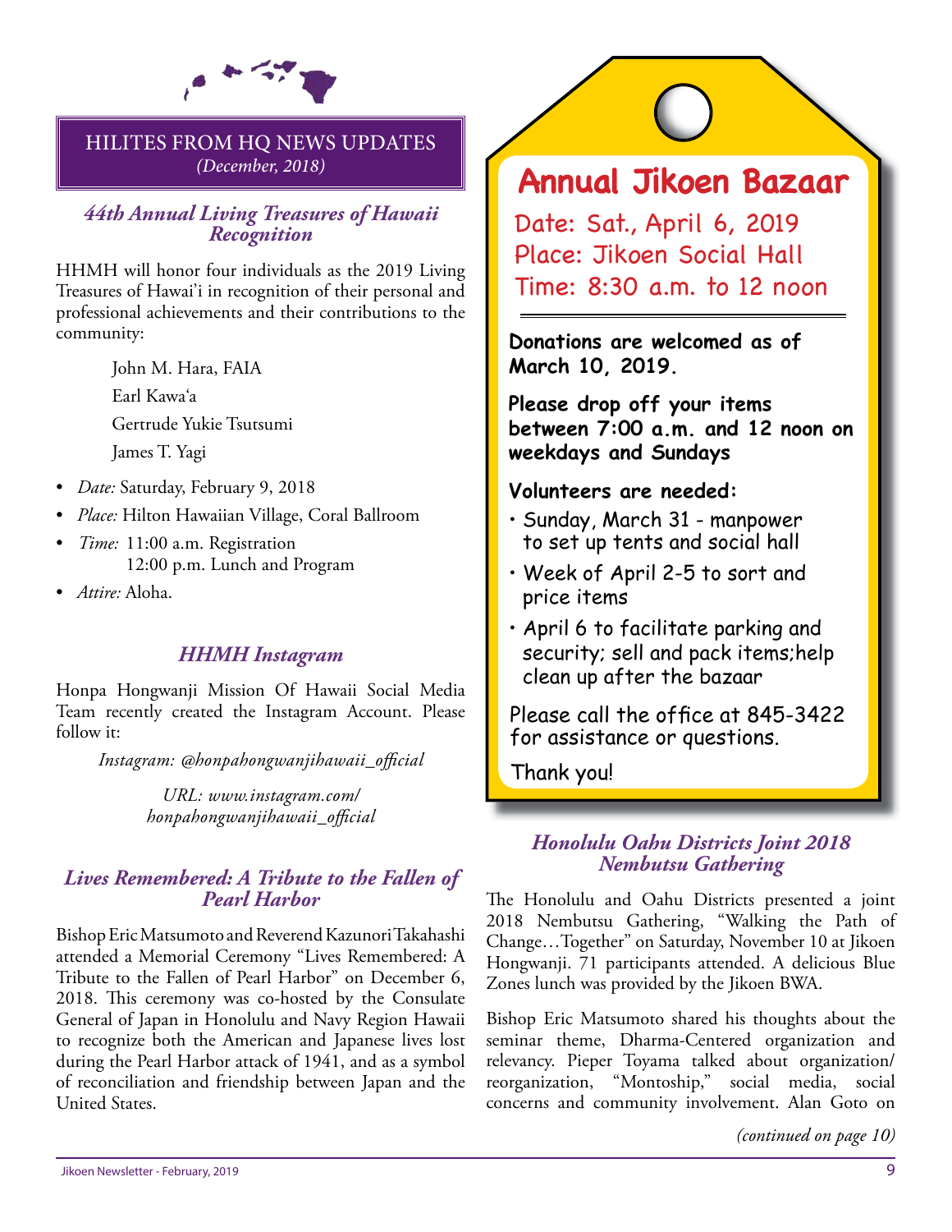## HILITES FROM HQ NEWS UPDATES
*(December, 2018)*

### *44th Annual Living Treasures of Hawaii Recognition*

HHMH will honor four individuals as the 2019 Living Treasures of Hawai'i in recognition of their personal and professional achievements and their contributions to the community:

John M. Hara, FAIA
Earl Kawa'a
Gertrude Yukie Tsutsumi
James T. Yagi

- *Date:* Saturday, February 9, 2018
- *Place:* Hilton Hawaiian Village, Coral Ballroom
- *Time:* 11:00 a.m. Registration
  12:00 p.m. Lunch and Program
- *Attire:* Aloha.

### *HHMH Instagram*

Honpa Hongwanji Mission Of Hawaii Social Media Team recently created the Instagram Account. Please follow it:

*Instagram: @honpahongwanjihawaii_official*

*URL: www.instagram.com/honpahongwanjihawaii_official*

### *Lives Remembered: A Tribute to the Fallen of Pearl Harbor*

Bishop Eric Matsumoto and Reverend Kazunori Takahashi attended a Memorial Ceremony "Lives Remembered: A Tribute to the Fallen of Pearl Harbor" on December 6, 2018. This ceremony was co-hosted by the Consulate General of Japan in Honolulu and Navy Region Hawaii to recognize both the American and Japanese lives lost during the Pearl Harbor attack of 1941, and as a symbol of reconciliation and friendship between Japan and the United States.

## Annual Jikoen Bazaar

Date: Sat., April 6, 2019
Place: Jikoen Social Hall
Time: 8:30 a.m. to 12 noon

**Donations are welcomed as of March 10, 2019.**

**Please drop off your items between 7:00 a.m. and 12 noon on weekdays and Sundays**

**Volunteers are needed:**

- Sunday, March 31 - manpower to set up tents and social hall
- Week of April 2-5 to sort and price items
- April 6 to facilitate parking and security; sell and pack items;help clean up after the bazaar

Please call the office at 845-3422 for assistance or questions.

Thank you!

### *Honolulu Oahu Districts Joint 2018 Nembutsu Gathering*

The Honolulu and Oahu Districts presented a joint 2018 Nembutsu Gathering, "Walking the Path of Change…Together" on Saturday, November 10 at Jikoen Hongwanji. 71 participants attended. A delicious Blue Zones lunch was provided by the Jikoen BWA.

Bishop Eric Matsumoto shared his thoughts about the seminar theme, Dharma-Centered organization and relevancy. Pieper Toyama talked about organization/reorganization, "Montoship," social media, social concerns and community involvement. Alan Goto on

*(continued on page 10)*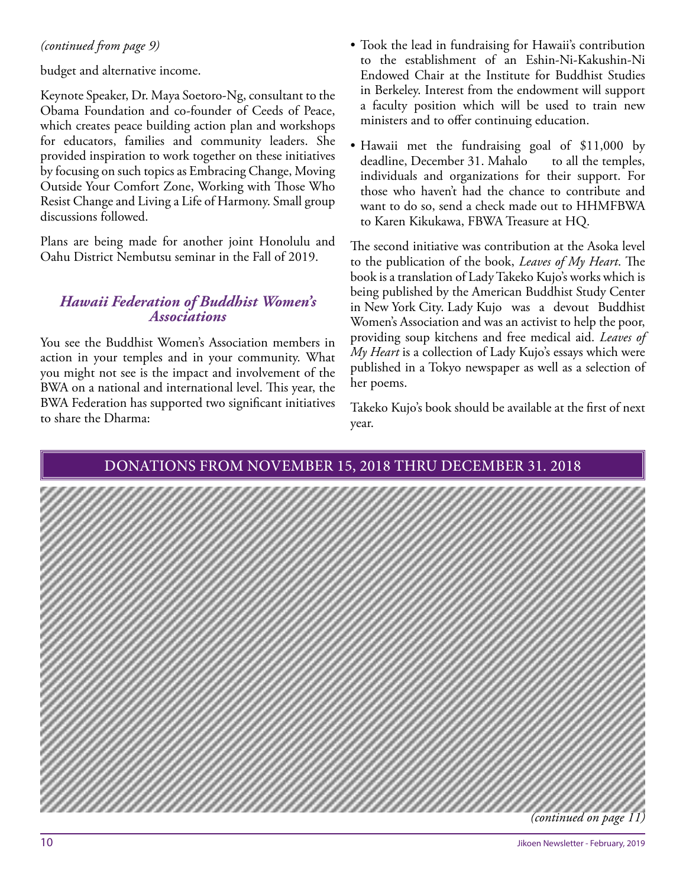*(continued from page 9)*

budget and alternative income.

Keynote Speaker, Dr. Maya Soetoro-Ng, consultant to the Obama Foundation and co-founder of Ceeds of Peace, which creates peace building action plan and workshops for educators, families and community leaders. She provided inspiration to work together on these initiatives by focusing on such topics as Embracing Change, Moving Outside Your Comfort Zone, Working with Those Who Resist Change and Living a Life of Harmony. Small group discussions followed.

Plans are being made for another joint Honolulu and Oahu District Nembutsu seminar in the Fall of 2019.

## *Hawaii Federation of Buddhist Women's Associations*

You see the Buddhist Women's Association members in action in your temples and in your community. What you might not see is the impact and involvement of the BWA on a national and international level. This year, the BWA Federation has supported two significant initiatives to share the Dharma:

- Took the lead in fundraising for Hawaii's contribution to the establishment of an Eshin-Ni-Kakushin-Ni Endowed Chair at the Institute for Buddhist Studies in Berkeley. Interest from the endowment will support a faculty position which will be used to train new ministers and to offer continuing education.
- Hawaii met the fundraising goal of $11,000 by deadline, December 31. Mahalo to all the temples, individuals and organizations for their support. For those who haven't had the chance to contribute and want to do so, send a check made out to HHMFBWA to Karen Kikukawa, FBWA Treasure at HQ.

The second initiative was contribution at the Asoka level to the publication of the book, *Leaves of My Heart*. The book is a translation of Lady Takeko Kujo's works which is being published by the American Buddhist Study Center in New York City. Lady Kujo was a devout Buddhist Women's Association and was an activist to help the poor, providing soup kitchens and free medical aid. *Leaves of My Heart* is a collection of Lady Kujo's essays which were published in a Tokyo newspaper as well as a selection of her poems.

Takeko Kujo's book should be available at the first of next year.

## DONATIONS FROM NOVEMBER 15, 2018 THRU DECEMBER 31. 2018

*(continued on page 11)*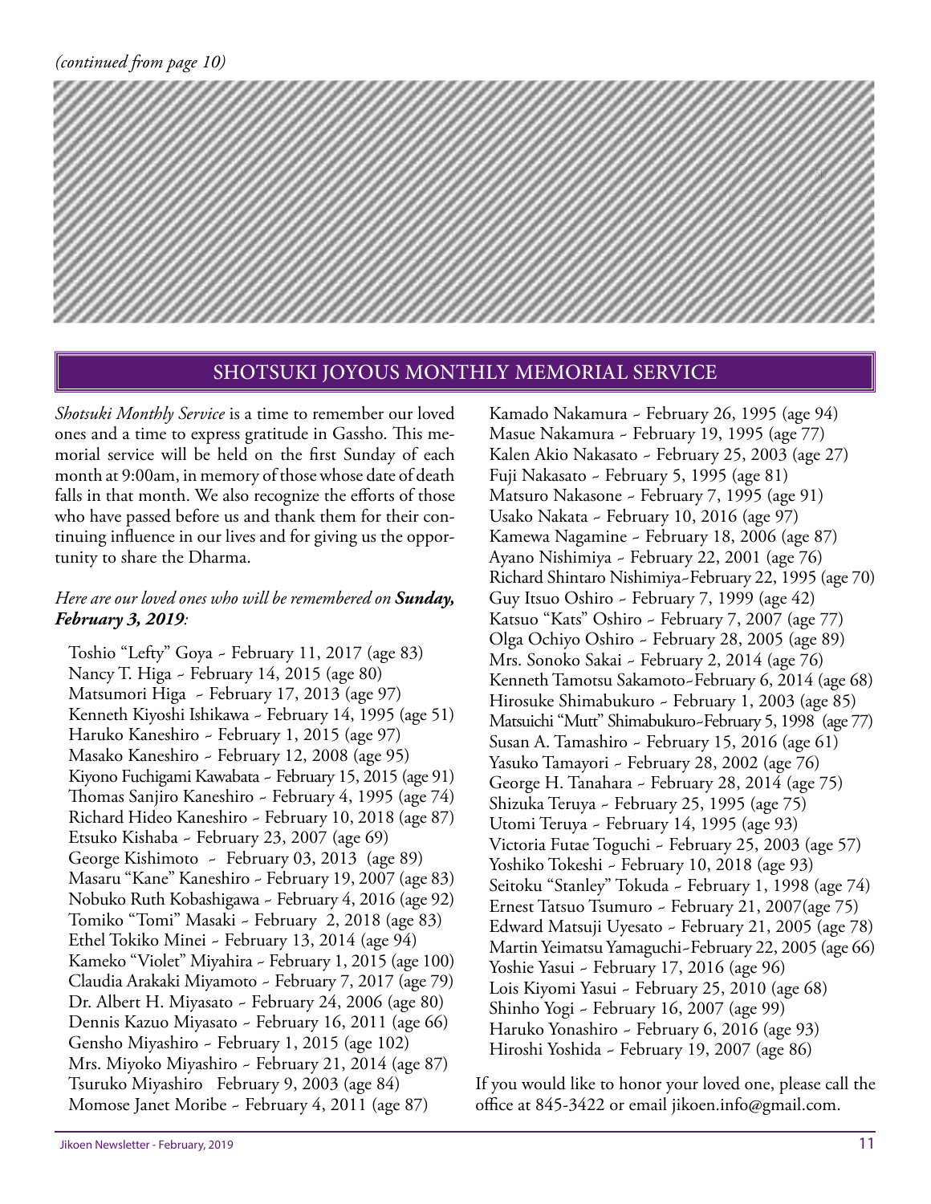*(continued from page 10)*

## SHOTSUKI JOYOUS MONTHLY MEMORIAL SERVICE

*Shotsuki Monthly Service* is a time to remember our loved ones and a time to express gratitude in Gassho. This memorial service will be held on the first Sunday of each month at 9:00am, in memory of those whose date of death falls in that month. We also recognize the efforts of those who have passed before us and thank them for their continuing influence in our lives and for giving us the opportunity to share the Dharma.

*Here are our loved ones who will be remembered on **Sunday, February 3, 2019**:*

Toshio "Lefty" Goya ~ February 11, 2017 (age 83)
Nancy T. Higa ~ February 14, 2015 (age 80)
Matsumori Higa ~ February 17, 2013 (age 97)
Kenneth Kiyoshi Ishikawa ~ February 14, 1995 (age 51)
Haruko Kaneshiro ~ February 1, 2015 (age 97)
Masako Kaneshiro ~ February 12, 2008 (age 95)
Kiyono Fuchigami Kawabata ~ February 15, 2015 (age 91)
Thomas Sanjiro Kaneshiro ~ February 4, 1995 (age 74)
Richard Hideo Kaneshiro ~ February 10, 2018 (age 87)
Etsuko Kishaba ~ February 23, 2007 (age 69)
George Kishimoto ~ February 03, 2013 (age 89)
Masaru "Kane" Kaneshiro ~ February 19, 2007 (age 83)
Nobuko Ruth Kobashigawa ~ February 4, 2016 (age 92)
Tomiko "Tomi" Masaki ~ February 2, 2018 (age 83)
Ethel Tokiko Minei ~ February 13, 2014 (age 94)
Kameko "Violet" Miyahira ~ February 1, 2015 (age 100)
Claudia Arakaki Miyamoto ~ February 7, 2017 (age 79)
Dr. Albert H. Miyasato ~ February 24, 2006 (age 80)
Dennis Kazuo Miyasato ~ February 16, 2011 (age 66)
Gensho Miyashiro ~ February 1, 2015 (age 102)
Mrs. Miyoko Miyashiro ~ February 21, 2014 (age 87)
Tsuruko Miyashiro February 9, 2003 (age 84)
Momose Janet Moribe ~ February 4, 2011 (age 87)
Kamado Nakamura ~ February 26, 1995 (age 94)
Masue Nakamura ~ February 19, 1995 (age 77)
Kalen Akio Nakasato ~ February 25, 2003 (age 27)
Fuji Nakasato ~ February 5, 1995 (age 81)
Matsuro Nakasone ~ February 7, 1995 (age 91)
Usako Nakata ~ February 10, 2016 (age 97)
Kamewa Nagamine ~ February 18, 2006 (age 87)
Ayano Nishimiya ~ February 22, 2001 (age 76)
Richard Shintaro Nishimiya~February 22, 1995 (age 70)
Guy Itsuo Oshiro ~ February 7, 1999 (age 42)
Katsuo "Kats" Oshiro ~ February 7, 2007 (age 77)
Olga Ochiyo Oshiro ~ February 28, 2005 (age 89)
Mrs. Sonoko Sakai ~ February 2, 2014 (age 76)
Kenneth Tamotsu Sakamoto~February 6, 2014 (age 68)
Hirosuke Shimabukuro ~ February 1, 2003 (age 85)
Matsuichi "Mutt" Shimabukuro~February 5, 1998 (age 77)
Susan A. Tamashiro ~ February 15, 2016 (age 61)
Yasuko Tamayori ~ February 28, 2002 (age 76)
George H. Tanahara ~ February 28, 2014 (age 75)
Shizuka Teruya ~ February 25, 1995 (age 75)
Utomi Teruya ~ February 14, 1995 (age 93)
Victoria Futae Toguchi ~ February 25, 2003 (age 57)
Yoshiko Tokeshi ~ February 10, 2018 (age 93)
Seitoku "Stanley" Tokuda ~ February 1, 1998 (age 74)
Ernest Tatsuo Tsumuro ~ February 21, 2007(age 75)
Edward Matsuji Uyesato ~ February 21, 2005 (age 78)
Martin Yeimatsu Yamaguchi~February 22, 2005 (age 66)
Yoshie Yasui ~ February 17, 2016 (age 96)
Lois Kiyomi Yasui ~ February 25, 2010 (age 68)
Shinho Yogi ~ February 16, 2007 (age 99)
Haruko Yonashiro ~ February 6, 2016 (age 93)
Hiroshi Yoshida ~ February 19, 2007 (age 86)

If you would like to honor your loved one, please call the office at 845-3422 or email jikoen.info@gmail.com.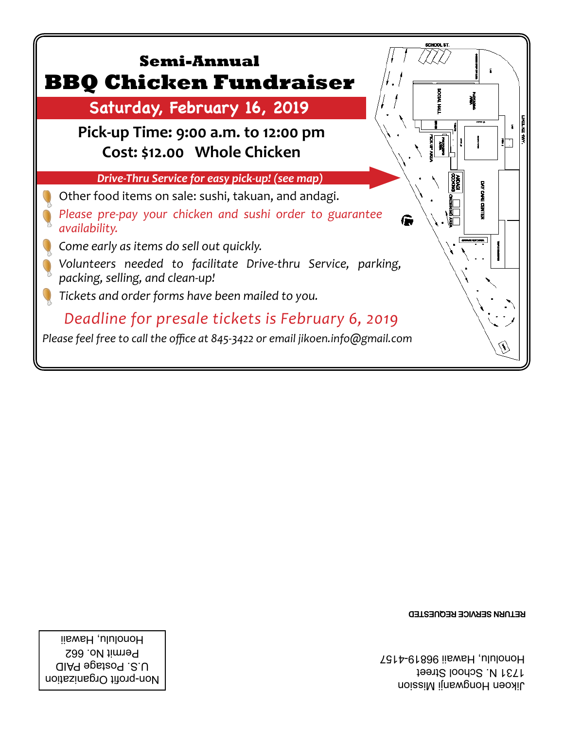## Semi-Annual

# BBQ Chicken Fundraiser

## Saturday, February 16, 2019

**Pick-up Time: 9:00 a.m. to 12:00 pm**

**Cost: $12.00 Whole Chicken**

***Drive-Thru Service for easy pick-up! (see map)***

- Other food items on sale: sushi, takuan, and andagi.
- *Please pre-pay your chicken and sushi order to guarantee availability.*
- *Come early as items do sell out quickly.*
- *Volunteers needed to facilitate Drive-thru Service, parking, packing, selling, and clean-up!*
- *Tickets and order forms have been mailed to you.*

*Deadline for presale tickets is February 6, 2019*

*Please feel free to call the office at 845-3422 or email jikoen.info@gmail.com*

SCHOOL ST.

SOCIAL HALL

PICK UP AREA

ANDAGI COOKING

ORDERING AREA

DAY CARE CENTER

LIKELIKE HWY.

RETURN SERVICE REQUESTED

Jikoen Hongwanji Mission
1731 N. School Street
Honolulu, Hawaii 96819-4157

Non-profit Organization
U.S. Postage PAID
Permit No. 662
Honolulu, Hawaii